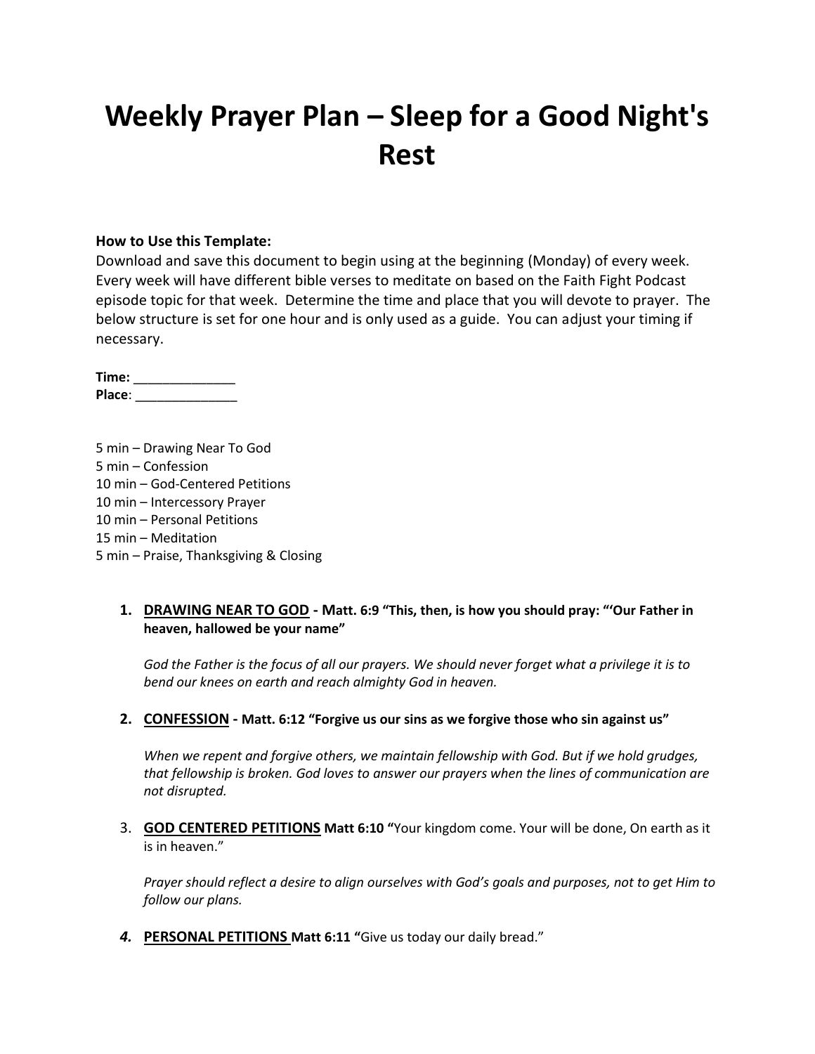# Weekly Prayer Plan – Sleep for a Good Night's Rest

**How to Use this Template:**
Download and save this document to begin using at the beginning (Monday) of every week. Every week will have different bible verses to meditate on based on the Faith Fight Podcast episode topic for that week. Determine the time and place that you will devote to prayer. The below structure is set for one hour and is only used as a guide. You can adjust your timing if necessary.

**Time:** ______________
**Place**: ______________

5 min – Drawing Near To God
5 min – Confession
10 min – God-Centered Petitions
10 min – Intercessory Prayer
10 min – Personal Petitions
15 min – Meditation
5 min – Praise, Thanksgiving & Closing

1. **DRAWING NEAR TO GOD - Matt. 6:9 "This, then, is how you should pray: "'Our Father in heaven, hallowed be your name"**

   *God the Father is the focus of all our prayers. We should never forget what a privilege it is to bend our knees on earth and reach almighty God in heaven.*

2. **CONFESSION - Matt. 6:12 "Forgive us our sins as we forgive those who sin against us"**

   *When we repent and forgive others, we maintain fellowship with God. But if we hold grudges, that fellowship is broken. God loves to answer our prayers when the lines of communication are not disrupted.*

3. **GOD CENTERED PETITIONS Matt 6:10 "**Your kingdom come. Your will be done, On earth as it is in heaven."

   *Prayer should reflect a desire to align ourselves with God's goals and purposes, not to get Him to follow our plans.*

4. **PERSONAL PETITIONS Matt 6:11 "**Give us today our daily bread."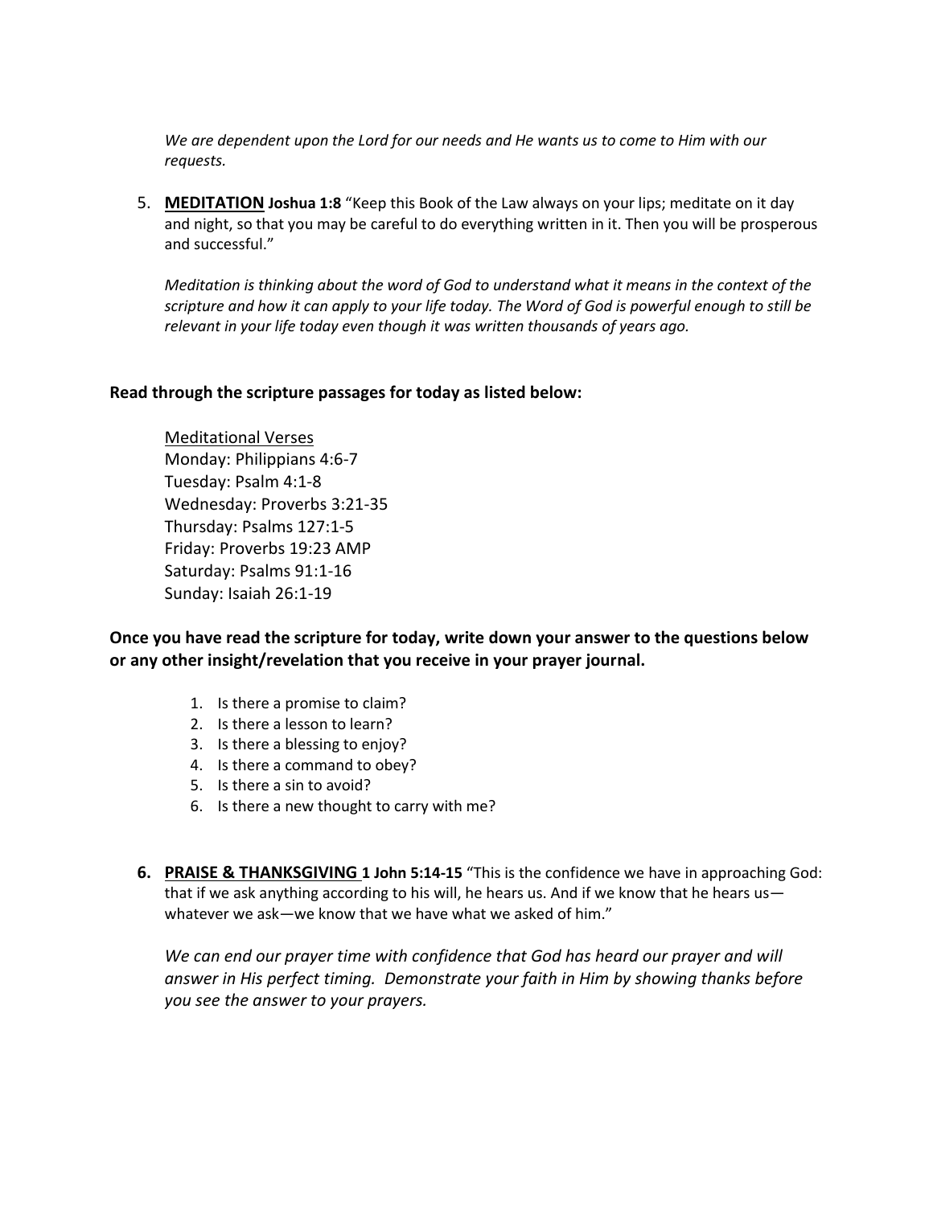*We are dependent upon the Lord for our needs and He wants us to come to Him with our requests.*

5. **MEDITATION** **Joshua 1:8** "Keep this Book of the Law always on your lips; meditate on it day and night, so that you may be careful to do everything written in it. Then you will be prosperous and successful."

   *Meditation is thinking about the word of God to understand what it means in the context of the scripture and how it can apply to your life today. The Word of God is powerful enough to still be relevant in your life today even though it was written thousands of years ago.*

**Read through the scripture passages for today as listed below:**

Meditational Verses
Monday: Philippians 4:6-7
Tuesday: Psalm 4:1-8
Wednesday: Proverbs 3:21-35
Thursday: Psalms 127:1-5
Friday: Proverbs 19:23 AMP
Saturday: Psalms 91:1-16
Sunday: Isaiah 26:1-19

**Once you have read the scripture for today, write down your answer to the questions below or any other insight/revelation that you receive in your prayer journal.**

1. Is there a promise to claim?
2. Is there a lesson to learn?
3. Is there a blessing to enjoy?
4. Is there a command to obey?
5. Is there a sin to avoid?
6. Is there a new thought to carry with me?

6. **PRAISE & THANKSGIVING** **1 John 5:14-15** "This is the confidence we have in approaching God: that if we ask anything according to his will, he hears us. And if we know that he hears us—whatever we ask—we know that we have what we asked of him."

   *We can end our prayer time with confidence that God has heard our prayer and will answer in His perfect timing. Demonstrate your faith in Him by showing thanks before you see the answer to your prayers.*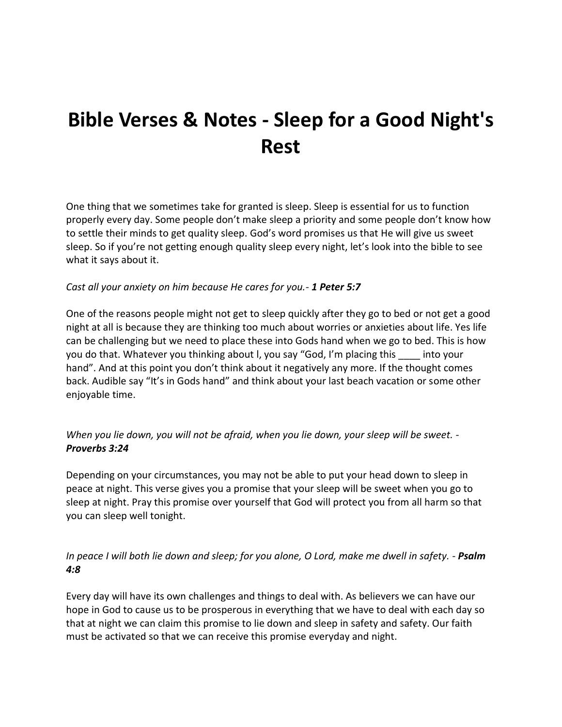# Bible Verses & Notes - Sleep for a Good Night's Rest

One thing that we sometimes take for granted is sleep. Sleep is essential for us to function properly every day. Some people don't make sleep a priority and some people don't know how to settle their minds to get quality sleep. God's word promises us that He will give us sweet sleep. So if you're not getting enough quality sleep every night, let's look into the bible to see what it says about it.

*Cast all your anxiety on him because He cares for you.- **1 Peter 5:7***

One of the reasons people might not get to sleep quickly after they go to bed or not get a good night at all is because they are thinking too much about worries or anxieties about life. Yes life can be challenging but we need to place these into Gods hand when we go to bed. This is how you do that. Whatever you thinking about l, you say "God, I'm placing this ____ into your hand". And at this point you don't think about it negatively any more. If the thought comes back. Audible say "It's in Gods hand" and think about your last beach vacation or some other enjoyable time.

*When you lie down, you will not be afraid, when you lie down, your sleep will be sweet. - **Proverbs 3:24***

Depending on your circumstances, you may not be able to put your head down to sleep in peace at night. This verse gives you a promise that your sleep will be sweet when you go to sleep at night. Pray this promise over yourself that God will protect you from all harm so that you can sleep well tonight.

*In peace I will both lie down and sleep; for you alone, O Lord, make me dwell in safety. - **Psalm 4:8***

Every day will have its own challenges and things to deal with. As believers we can have our hope in God to cause us to be prosperous in everything that we have to deal with each day so that at night we can claim this promise to lie down and sleep in safety and safety. Our faith must be activated so that we can receive this promise everyday and night.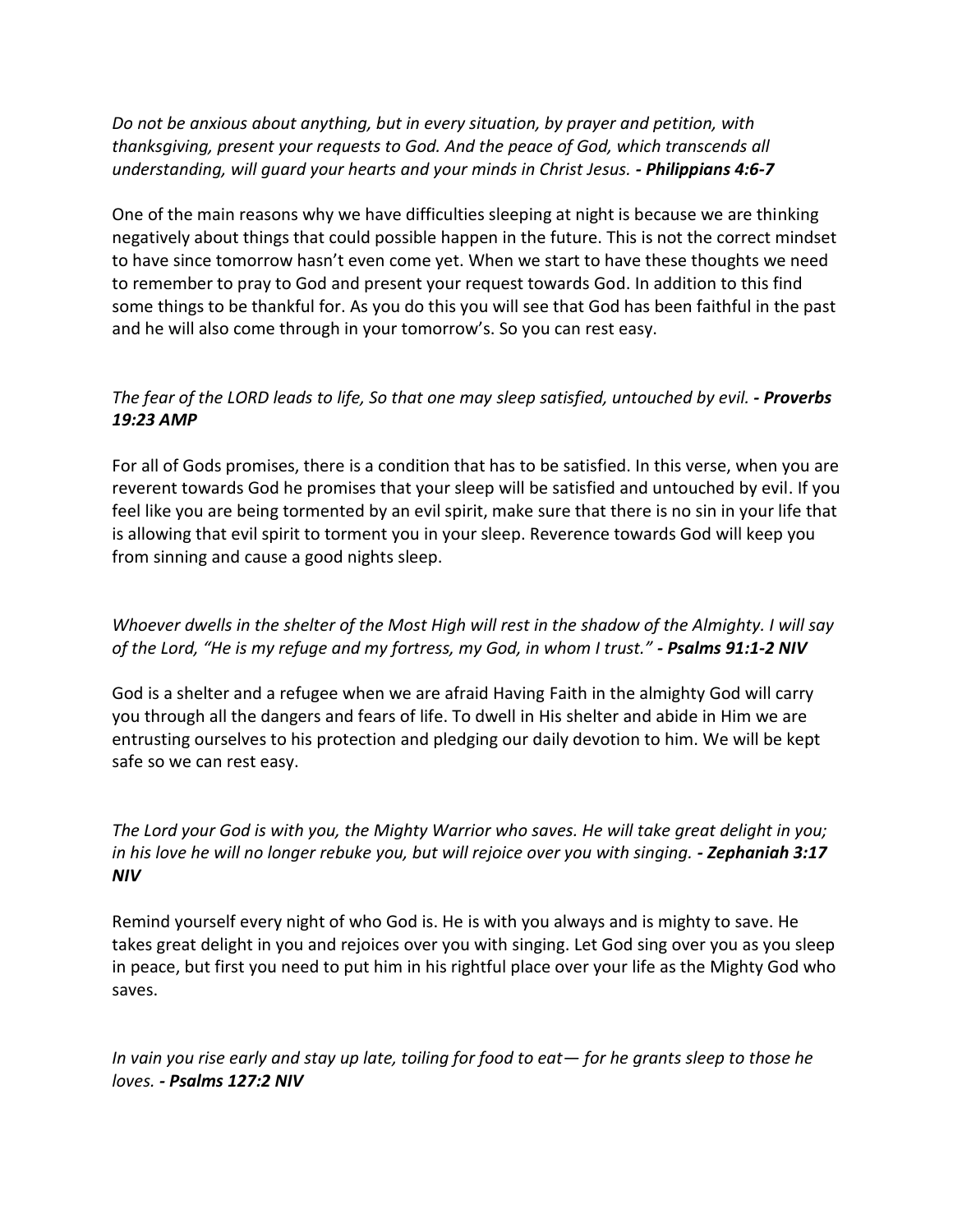*Do not be anxious about anything, but in every situation, by prayer and petition, with thanksgiving, present your requests to God. And the peace of God, which transcends all understanding, will guard your hearts and your minds in Christ Jesus.* ***- Philippians 4:6-7***

One of the main reasons why we have difficulties sleeping at night is because we are thinking negatively about things that could possible happen in the future. This is not the correct mindset to have since tomorrow hasn't even come yet. When we start to have these thoughts we need to remember to pray to God and present your request towards God. In addition to this find some things to be thankful for. As you do this you will see that God has been faithful in the past and he will also come through in your tomorrow's. So you can rest easy.

*The fear of the LORD leads to life, So that one may sleep satisfied, untouched by evil.* ***- Proverbs 19:23 AMP***

For all of Gods promises, there is a condition that has to be satisfied. In this verse, when you are reverent towards God he promises that your sleep will be satisfied and untouched by evil. If you feel like you are being tormented by an evil spirit, make sure that there is no sin in your life that is allowing that evil spirit to torment you in your sleep. Reverence towards God will keep you from sinning and cause a good nights sleep.

*Whoever dwells in the shelter of the Most High will rest in the shadow of the Almighty. I will say of the Lord, "He is my refuge and my fortress, my God, in whom I trust."* ***- Psalms 91:1-2 NIV***

God is a shelter and a refugee when we are afraid Having Faith in the almighty God will carry you through all the dangers and fears of life. To dwell in His shelter and abide in Him we are entrusting ourselves to his protection and pledging our daily devotion to him. We will be kept safe so we can rest easy.

*The Lord your God is with you, the Mighty Warrior who saves. He will take great delight in you; in his love he will no longer rebuke you, but will rejoice over you with singing.* ***- Zephaniah 3:17 NIV***

Remind yourself every night of who God is. He is with you always and is mighty to save. He takes great delight in you and rejoices over you with singing. Let God sing over you as you sleep in peace, but first you need to put him in his rightful place over your life as the Mighty God who saves.

*In vain you rise early and stay up late, toiling for food to eat— for he grants sleep to those he loves.* ***- Psalms 127:2 NIV***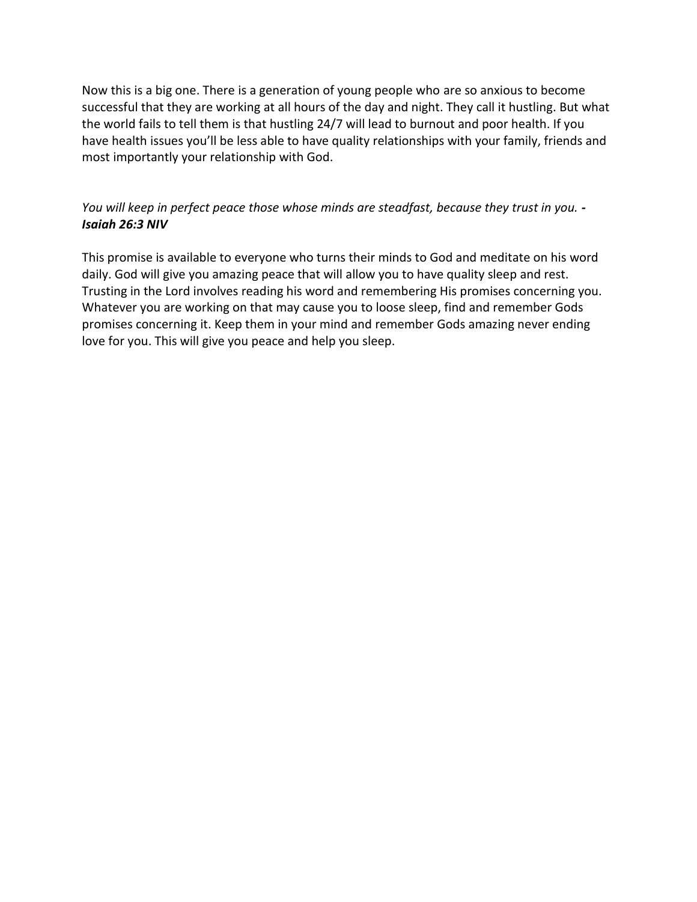Now this is a big one. There is a generation of young people who are so anxious to become successful that they are working at all hours of the day and night. They call it hustling. But what the world fails to tell them is that hustling 24/7 will lead to burnout and poor health. If you have health issues you'll be less able to have quality relationships with your family, friends and most importantly your relationship with God.

*You will keep in perfect peace those whose minds are steadfast, because they trust in you.* ***- Isaiah 26:3 NIV***

This promise is available to everyone who turns their minds to God and meditate on his word daily. God will give you amazing peace that will allow you to have quality sleep and rest. Trusting in the Lord involves reading his word and remembering His promises concerning you. Whatever you are working on that may cause you to loose sleep, find and remember Gods promises concerning it. Keep them in your mind and remember Gods amazing never ending love for you. This will give you peace and help you sleep.